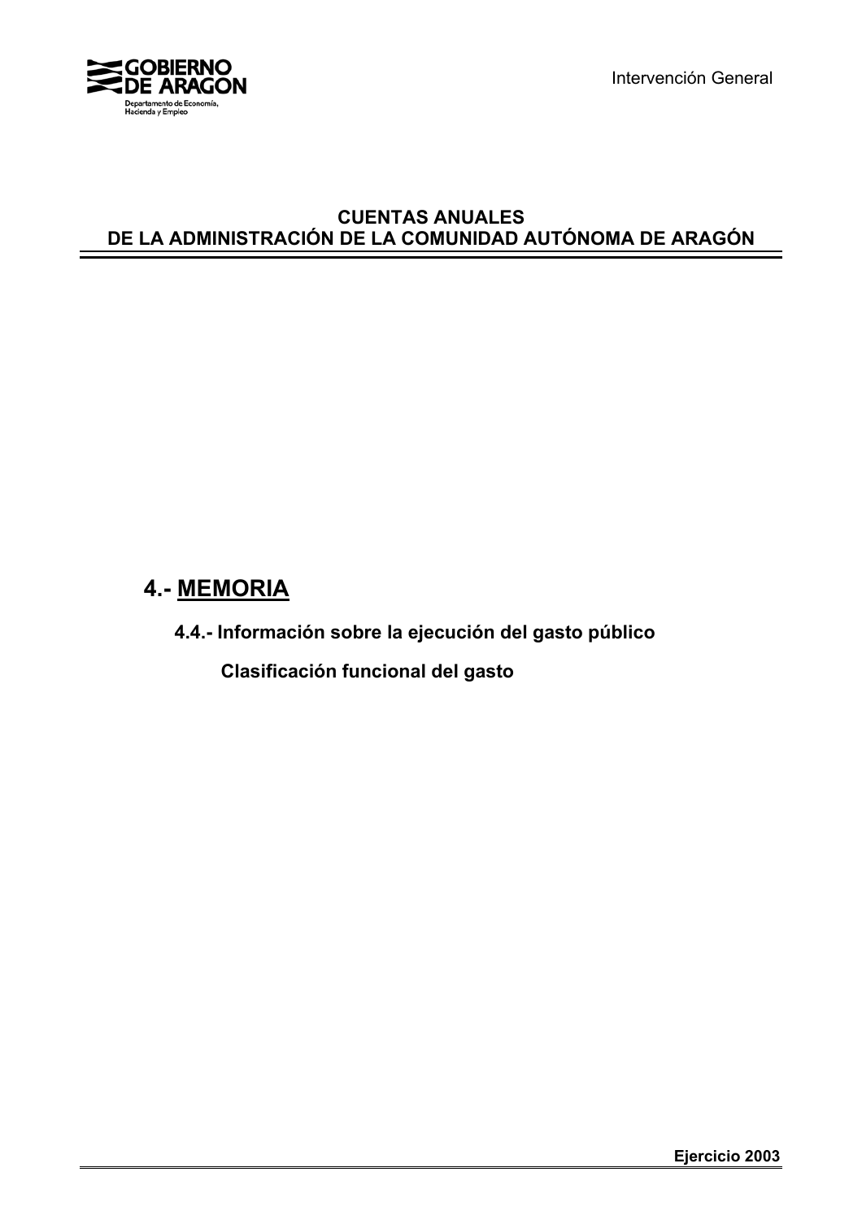# CUENTAS ANUALES
# DE LA ADMINISTRACIÓN DE LA COMUNIDAD AUTÓNOMA DE ARAGÓN

## 4.- MEMORIA

### 4.4.- Información sobre la ejecución del gasto público

#### Clasificación funcional del gasto

**Ejercicio 2003**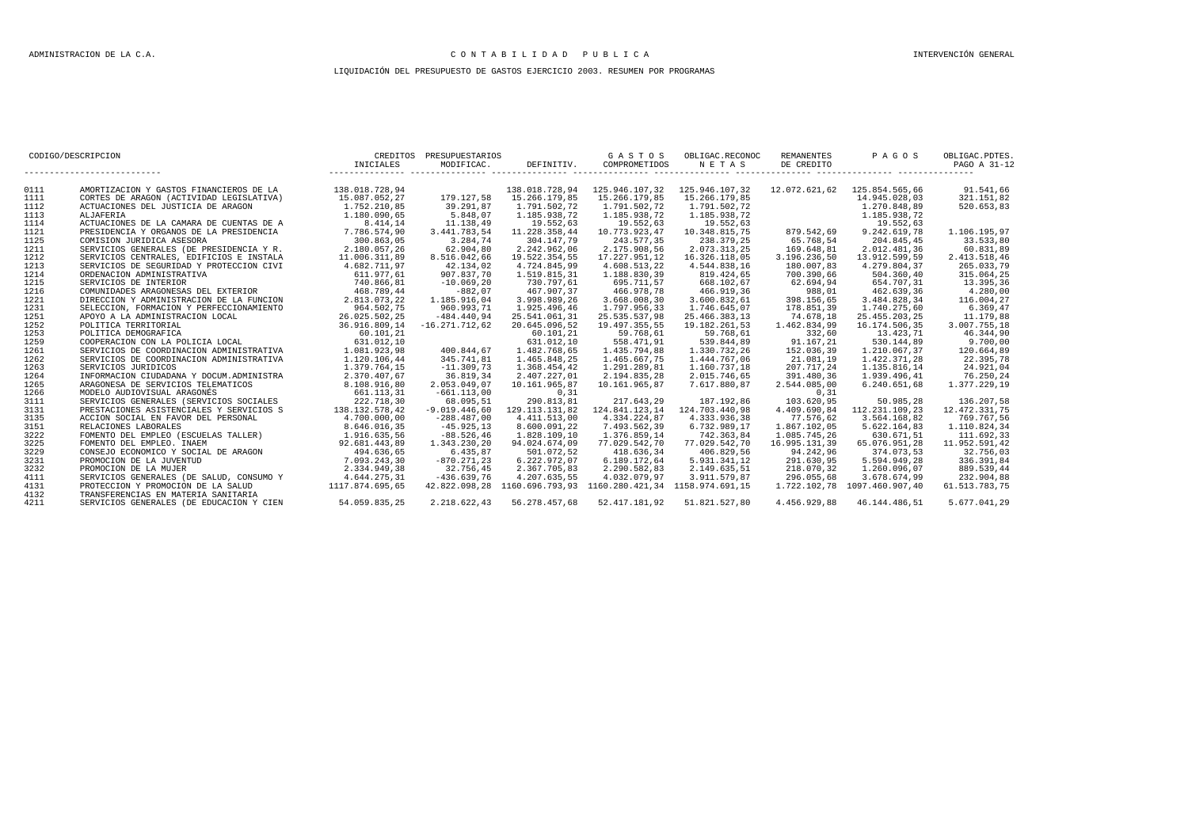## LIQUIDACIÓN DEL PRESUPUESTO DE GASTOS EJERCICIO 2003. RESUMEN POR PROGRAMAS

| CODIGO | DESCRIPCION | CREDITOS PRESUPUESTARIOS INICIALES | MODIFICAC. | DEFINITIV. | GASTOS COMPROMETIDOS | OBLIGAC.RECONOC NETAS | REMANENTES DE CREDITO | PAGOS | OBLIGAC.PDTES. PAGO A 31-12 |
|---|---|---|---|---|---|---|---|---|---|
| 0111 | AMORTIZACION Y GASTOS FINANCIEROS DE LA | 138.018.728,94 | | 138.018.728,94 | 125.946.107,32 | 125.946.107,32 | 12.072.621,62 | 125.854.565,66 | 91.541,66 |
| 1111 | CORTES DE ARAGON (ACTIVIDAD LEGISLATIVA) | 15.087.052,27 | 179.127,58 | 15.266.179,85 | 15.266.179,85 | 15.266.179,85 | | 14.945.028,03 | 321.151,82 |
| 1112 | ACTUACIONES DEL JUSTICIA DE ARAGON | 1.752.210,85 | 39.291,87 | 1.791.502,72 | 1.791.502,72 | 1.791.502,72 | | 1.270.848,89 | 520.653,83 |
| 1113 | ALJAFERIA | 1.180.090,65 | 5.848,07 | 1.185.938,72 | 1.185.938,72 | 1.185.938,72 | | 1.185.938,72 | |
| 1114 | ACTUACIONES DE LA CAMARA DE CUENTAS DE A | 8.414,14 | 11.138,49 | 19.552,63 | 19.552,63 | 19.552,63 | | 19.552,63 | |
| 1121 | PRESIDENCIA Y ORGANOS DE LA PRESIDENCIA | 7.786.574,90 | 3.441.783,54 | 11.228.358,44 | 10.773.923,47 | 10.348.815,75 | 879.542,69 | 9.242.619,78 | 1.106.195,97 |
| 1125 | COMISION JURIDICA ASESORA | 300.863,05 | 3.284,74 | 304.147,79 | 243.577,35 | 238.379,25 | 65.768,54 | 204.845,45 | 33.533,80 |
| 1211 | SERVICIOS GENERALES (DE PRESIDENCIA Y R. | 2.180.057,26 | 62.904,80 | 2.242.962,06 | 2.175.908,56 | 2.073.313,25 | 169.648,81 | 2.012.481,36 | 60.831,89 |
| 1212 | SERVICIOS CENTRALES, EDIFICIOS E INSTALA | 11.006.311,89 | 8.516.042,66 | 19.522.354,55 | 17.227.951,12 | 16.326.118,05 | 3.196.236,50 | 13.912.599,59 | 2.413.518,46 |
| 1213 | SERVICIOS DE SEGURIDAD Y PROTECCION CIVI | 4.682.711,97 | 42.134,02 | 4.724.845,99 | 4.608.513,22 | 4.544.838,16 | 180.007,83 | 4.279.804,37 | 265.033,79 |
| 1214 | ORDENACION ADMINISTRATIVA | 611.977,61 | 907.837,70 | 1.519.815,31 | 1.188.830,39 | 819.424,65 | 700.390,66 | 504.360,40 | 315.064,25 |
| 1215 | SERVICIOS DE INTERIOR | 740.866,81 | -10.069,20 | 730.797,61 | 695.711,57 | 668.102,67 | 62.694,94 | 654.707,31 | 13.395,36 |
| 1216 | COMUNIDADES ARAGONESAS DEL EXTERIOR | 468.789,44 | -882,07 | 467.907,37 | 466.978,78 | 466.919,36 | 988,01 | 462.639,36 | 4.280,00 |
| 1221 | DIRECCION Y ADMINISTRACION DE LA FUNCION | 2.813.073,22 | 1.185.916,04 | 3.998.989,26 | 3.668.008,30 | 3.600.832,61 | 398.156,65 | 3.484.828,34 | 116.004,27 |
| 1231 | SELECCION, FORMACION Y PERFECCIONAMIENTO | 964.502,75 | 960.993,71 | 1.925.496,46 | 1.797.956,33 | 1.746.645,07 | 178.851,39 | 1.740.275,60 | 6.369,47 |
| 1251 | APOYO A LA ADMINISTRACION LOCAL | 26.025.502,25 | -484.440,94 | 25.541.061,31 | 25.535.537,98 | 25.466.383,13 | 74.678,18 | 25.455.203,25 | 11.179,88 |
| 1252 | POLITICA TERRITORIAL | 36.916.809,14 | -16.271.712,62 | 20.645.096,52 | 19.497.355,55 | 19.182.261,53 | 1.462.834,99 | 16.174.506,35 | 3.007.755,18 |
| 1253 | POLITICA DEMOGRAFICA | 60.101,21 | | 60.101,21 | 59.768,61 | 59.768,61 | 332,60 | 13.423,71 | 46.344,90 |
| 1259 | COOPERACION CON LA POLICIA LOCAL | 631.012,10 | | 631.012,10 | 558.471,91 | 539.844,89 | 91.167,21 | 530.144,89 | 9.700,00 |
| 1261 | SERVICIOS DE COORDINACION ADMINISTRATIVA | 1.081.923,98 | 400.844,67 | 1.482.768,65 | 1.435.794,88 | 1.330.732,26 | 152.036,39 | 1.210.067,37 | 120.664,89 |
| 1262 | SERVICIOS DE COORDINACION ADMINISTRATIVA | 1.120.106,44 | 345.741,81 | 1.465.848,25 | 1.465.667,75 | 1.444.767,06 | 21.081,19 | 1.422.371,28 | 22.395,78 |
| 1263 | SERVICIOS JURIDICOS | 1.379.764,15 | -11.309,73 | 1.368.454,42 | 1.291.289,81 | 1.160.737,18 | 207.717,24 | 1.135.816,14 | 24.921,04 |
| 1264 | INFORMACION CIUDADANA Y DOCUM.ADMINISTRA | 2.370.407,67 | 36.819,34 | 2.407.227,01 | 2.194.835,28 | 2.015.746,65 | 391.480,36 | 1.939.496,41 | 76.250,24 |
| 1265 | ARAGONESA DE SERVICIOS TELEMATICOS | 8.108.916,80 | 2.053.049,07 | 10.161.965,87 | 10.161.965,87 | 7.617.880,87 | 2.544.085,00 | 6.240.651,68 | 1.377.229,19 |
| 1266 | MODELO AUDIOVISUAL ARAGONES | 661.113,31 | -661.113,00 | 0,31 | | | 0,31 | | |
| 3111 | SERVICIOS GENERALES (SERVICIOS SOCIALES | 222.718,30 | 68.095,51 | 290.813,81 | 217.643,29 | 187.192,86 | 103.620,95 | 50.985,28 | 136.207,58 |
| 3131 | PRESTACIONES ASISTENCIALES Y SERVICIOS S | 138.132.578,42 | -9.019.446,60 | 129.113.131,82 | 124.841.123,14 | 124.703.440,98 | 4.409.690,84 | 112.231.109,23 | 12.472.331,75 |
| 3135 | ACCION SOCIAL EN FAVOR DEL PERSONAL | 4.700.000,00 | -288.487,00 | 4.411.513,00 | 4.334.224,87 | 4.333.936,38 | 77.576,62 | 3.564.168,82 | 769.767,56 |
| 3151 | RELACIONES LABORALES | 8.646.016,35 | -45.925,13 | 8.600.091,22 | 7.493.562,39 | 6.732.989,17 | 1.867.102,05 | 5.622.164,83 | 1.110.824,34 |
| 3222 | FOMENTO DEL EMPLEO (ESCUELAS TALLER) | 1.916.635,56 | -88.526,46 | 1.828.109,10 | 1.376.859,14 | 742.363,84 | 1.085.745,26 | 630.671,51 | 111.692,33 |
| 3225 | FOMENTO DEL EMPLEO. INAEM | 92.681.443,89 | 1.343.230,20 | 94.024.674,09 | 77.029.542,70 | 77.029.542,70 | 16.995.131,39 | 65.076.951,28 | 11.952.591,42 |
| 3229 | CONSEJO ECONOMICO Y SOCIAL DE ARAGON | 494.636,65 | 6.435,87 | 501.072,52 | 418.636,34 | 406.829,56 | 94.242,96 | 374.073,53 | 32.756,03 |
| 3231 | PROMOCION DE LA JUVENTUD | 7.093.243,30 | -870.271,23 | 6.222.972,07 | 6.189.172,64 | 5.931.341,12 | 291.630,95 | 5.594.949,28 | 336.391,84 |
| 3232 | PROMOCION DE LA MUJER | 2.334.949,38 | 32.756,45 | 2.367.705,83 | 2.290.582,83 | 2.149.635,51 | 218.070,32 | 1.260.096,07 | 889.539,44 |
| 4111 | SERVICIOS GENERALES (DE SALUD, CONSUMO Y | 4.644.275,31 | -436.639,76 | 4.207.635,55 | 4.032.079,97 | 3.911.579,87 | 296.055,68 | 3.678.674,99 | 232.904,88 |
| 4131 | PROTECCION Y PROMOCION DE LA SALUD | 1117.874.695,65 | 42.822.098,28 | 1160.696.793,93 | 1160.280.421,34 | 1158.974.691,15 | 1.722.102,78 | 1097.460.907,40 | 61.513.783,75 |
| 4132 | TRANSFERENCIAS EN MATERIA SANITARIA | | | | | | | | |
| 4211 | SERVICIOS GENERALES (DE EDUCACION Y CIEN | 54.059.835,25 | 2.218.622,43 | 56.278.457,68 | 52.417.181,92 | 51.821.527,80 | 4.456.929,88 | 46.144.486,51 | 5.677.041,29 |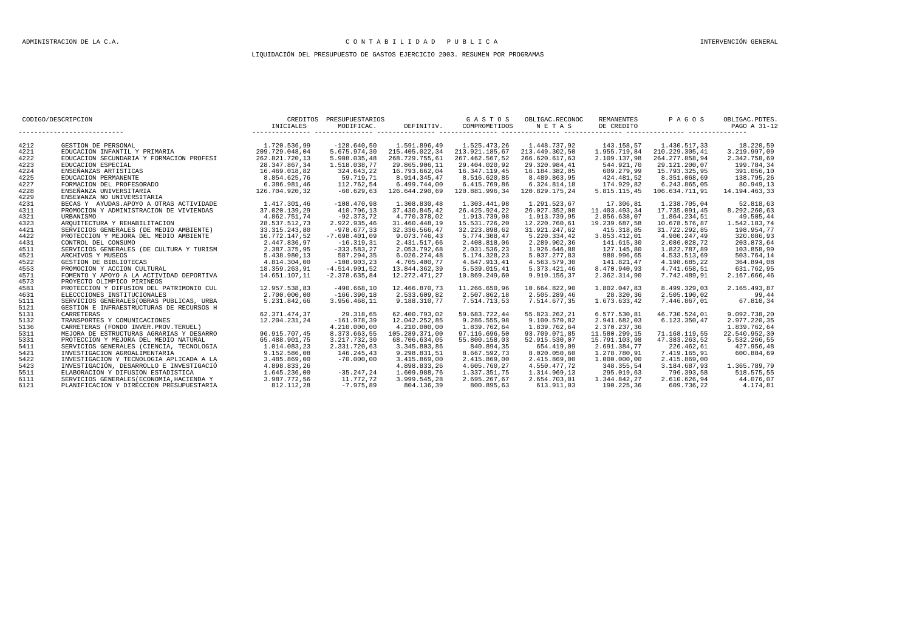## LIQUIDACIÓN DEL PRESUPUESTO DE GASTOS EJERCICIO 2003. RESUMEN POR PROGRAMAS

| CODIGO/DESCRIPCION | | CREDITOS INICIALES | PRESUPUESTARIOS MODIFICAC. | DEFINITIV. | G A S T O S COMPROMETIDOS | OBLIGAC.RECONOC N E T A S | REMANENTES DE CREDITO | P A G O S | OBLIGAC.PDTES. PAGO A 31-12 |
|---|---|---|---|---|---|---|---|---|---|
| 4212 | GESTION DE PERSONAL | 1.720.536,99 | -128.640,50 | 1.591.896,49 | 1.525.473,26 | 1.448.737,92 | 143.158,57 | 1.430.517,33 | 18.220,59 |
| 4221 | EDUCACION INFANTIL Y PRIMARIA | 209.729.048,04 | 5.675.974,30 | 215.405.022,34 | 213.921.185,67 | 213.449.302,50 | 1.955.719,84 | 210.229.305,41 | 3.219.997,09 |
| 4222 | EDUCACION SECUNDARIA Y FORMACION PROFESI | 262.821.720,13 | 5.908.035,48 | 268.729.755,61 | 267.462.567,52 | 266.620.617,63 | 2.109.137,98 | 264.277.858,94 | 2.342.758,69 |
| 4223 | EDUCACION ESPECIAL | 28.347.867,34 | 1.518.038,77 | 29.865.906,11 | 29.404.020,92 | 29.320.984,41 | 544.921,70 | 29.121.200,07 | 199.784,34 |
| 4224 | ENSEÑANZAS ARTISTICAS | 16.469.018,82 | 324.643,22 | 16.793.662,04 | 16.347.119,45 | 16.184.382,05 | 609.279,99 | 15.793.325,95 | 391.056,10 |
| 4225 | EDUCACION PERMANENTE | 8.854.625,76 | 59.719,71 | 8.914.345,47 | 8.516.620,85 | 8.489.863,95 | 424.481,52 | 8.351.068,69 | 138.795,26 |
| 4227 | FORMACION DEL PROFESORADO | 6.386.981,46 | 112.762,54 | 6.499.744,00 | 6.415.769,86 | 6.324.814,18 | 174.929,82 | 6.243.865,05 | 80.949,13 |
| 4228 | ENSEÑANZA UNIVERSITARIA | 126.704.920,32 | -60.629,63 | 126.644.290,69 | 120.881.996,34 | 120.829.175,24 | 5.815.115,45 | 106.634.711,91 | 14.194.463,33 |
| 4229 | ENSE¥ANZA NO UNIVERSITARIA | | | | | | | | |
| 4231 | BECAS Y AYUDAS.APOYO A OTRAS ACTIVIDADE | 1.417.301,46 | -108.470,98 | 1.308.830,48 | 1.303.441,98 | 1.291.523,67 | 17.306,81 | 1.238.705,04 | 52.818,63 |
| 4311 | PROMOCION Y ADMINISTRACION DE VIVIENDAS | 37.020.139,29 | 410.706,13 | 37.430.845,42 | 26.425.924,22 | 26.027.352,08 | 11.403.493,34 | 17.735.091,45 | 8.292.260,63 |
| 4321 | URBANISMO | 4.862.751,74 | -92.373,72 | 4.770.378,02 | 1.913.739,98 | 1.913.739,95 | 2.856.638,07 | 1.864.234,51 | 49.505,44 |
| 4323 | ARQUITECTURA Y REHABILITACION | 28.537.512,73 | 2.922.935,46 | 31.460.448,19 | 15.531.726,20 | 12.220.760,61 | 19.239.687,58 | 10.678.576,87 | 1.542.183,74 |
| 4421 | SERVICIOS GENERALES (DE MEDIO AMBIENTE) | 33.315.243,80 | -978.677,33 | 32.336.566,47 | 32.223.898,62 | 31.921.247,62 | 415.318,85 | 31.722.292,85 | 198.954,77 |
| 4422 | PROTECCION Y MEJORA DEL MEDIO AMBIENTE | 16.772.147,52 | -7.698.401,09 | 9.073.746,43 | 5.774.308,47 | 5.220.334,42 | 3.853.412,01 | 4.900.247,49 | 320.086,93 |
| 4431 | CONTROL DEL CONSUMO | 2.447.836,97 | -16.319,31 | 2.431.517,66 | 2.408.818,06 | 2.289.902,36 | 141.615,30 | 2.086.028,72 | 203.873,64 |
| 4511 | SERVICIOS GENERALES (DE CULTURA Y TURISM | 2.387.375,95 | -333.583,27 | 2.053.792,68 | 2.031.536,23 | 1.926.646,88 | 127.145,80 | 1.822.787,89 | 103.858,99 |
| 4521 | ARCHIVOS Y MUSEOS | 5.438.980,13 | 587.294,35 | 6.026.274,48 | 5.174.328,23 | 5.037.277,83 | 988.996,65 | 4.533.513,69 | 503.764,14 |
| 4522 | GESTION DE BIBLIOTECAS | 4.814.304,00 | -108.903,23 | 4.705.400,77 | 4.647.913,41 | 4.563.579,30 | 141.821,47 | 4.198.685,22 | 364.894,08 |
| 4553 | PROMOCION Y ACCION CULTURAL | 18.359.263,91 | -4.514.901,52 | 13.844.362,39 | 5.539.015,41 | 5.373.421,46 | 8.470.940,93 | 4.741.658,51 | 631.762,95 |
| 4571 | FOMENTO Y APOYO A LA ACTIVIDAD DEPORTIVA | 14.651.107,11 | -2.378.635,84 | 12.272.471,27 | 10.869.249,60 | 9.910.156,37 | 2.362.314,90 | 7.742.489,91 | 2.167.666,46 |
| 4573 | PROYECTO OLIMPICO PIRINEOS | | | | | | | | |
| 4581 | PROTECCION Y DIFUSION DEL PATRIMONIO CUL | 12.957.538,83 | -490.668,10 | 12.466.870,73 | 11.266.650,96 | 10.664.822,90 | 1.802.047,83 | 8.499.329,03 | 2.165.493,87 |
| 4631 | ELECCCIONES INSTITUCIONALES | 2.700.000,00 | -166.390,18 | 2.533.609,82 | 2.507.862,18 | 2.505.289,46 | 28.320,36 | 2.505.190,02 | 99,44 |
| 5111 | SERVICIOS GENERALES(OBRAS PUBLICAS, URBA | 5.231.842,66 | 3.956.468,11 | 9.188.310,77 | 7.514.713,53 | 7.514.677,35 | 1.673.633,42 | 7.446.867,01 | 67.810,34 |
| 5121 | GESTION E INFRAESTRUCTURAS DE RECURSOS H | | | | | | | | |
| 5131 | CARRETERAS | 62.371.474,37 | 29.318,65 | 62.400.793,02 | 59.683.722,44 | 55.823.262,21 | 6.577.530,81 | 46.730.524,01 | 9.092.738,20 |
| 5132 | TRANSPORTES Y COMUNICACIONES | 12.204.231,24 | -161.978,39 | 12.042.252,85 | 9.286.555,98 | 9.100.570,82 | 2.941.682,03 | 6.123.350,47 | 2.977.220,35 |
| 5136 | CARRETERAS (FONDO INVER.PROV.TERUEL) | | 4.210.000,00 | 4.210.000,00 | 1.839.762,64 | 1.839.762,64 | 2.370.237,36 | | 1.839.762,64 |
| 5311 | MEJORA DE ESTRUCTURAS AGRARIAS Y DESARRO | 96.915.707,45 | 8.373.663,55 | 105.289.371,00 | 97.116.696,50 | 93.709.071,85 | 11.580.299,15 | 71.168.119,55 | 22.540.952,30 |
| 5331 | PROTECCION Y MEJORA DEL MEDIO NATURAL | 65.488.901,75 | 3.217.732,30 | 68.706.634,05 | 55.800.158,03 | 52.915.530,07 | 15.791.103,98 | 47.383.263,52 | 5.532.266,55 |
| 5411 | SERVICIOS GENERALES (CIENCIA, TECNOLOGIA | 1.014.083,23 | 2.331.720,63 | 3.345.803,86 | 840.894,35 | 654.419,09 | 2.691.384,77 | 226.462,61 | 427.956,48 |
| 5421 | INVESTIGACION AGROALIMENTARIA | 9.152.586,08 | 146.245,43 | 9.298.831,51 | 8.667.592,73 | 8.020.050,60 | 1.278.780,91 | 7.419.165,91 | 600.884,69 |
| 5422 | INVESTIGACION Y TECNOLOGIA APLICADA A LA | 3.485.869,00 | -70.000,00 | 3.415.869,00 | 2.415.869,00 | 2.415.869,00 | 1.000.000,00 | 2.415.869,00 | |
| 5423 | INVESTIGACION, DESARROLLO E INVESTIGACIÓ | 4.898.833,26 | | 4.898.833,26 | 4.605.760,27 | 4.550.477,72 | 348.355,54 | 3.184.687,93 | 1.365.789,79 |
| 5511 | ELABORACION Y DIFUSION ESTADISTICA | 1.645.236,00 | -35.247,24 | 1.609.988,76 | 1.337.351,75 | 1.314.969,13 | 295.019,63 | 796.393,58 | 518.575,55 |
| 6111 | SERVICIOS GENERALES(ECONOMIA,HACIENDA Y | 3.987.772,56 | 11.772,72 | 3.999.545,28 | 2.695.267,67 | 2.654.703,01 | 1.344.842,27 | 2.610.626,94 | 44.076,07 |
| 6121 | PLANIFICACION Y DIRECCION PRESUPUESTARIA | 812.112,28 | -7.975,89 | 804.136,39 | 800.895,63 | 613.911,03 | 190.225,36 | 609.736,22 | 4.174,81 |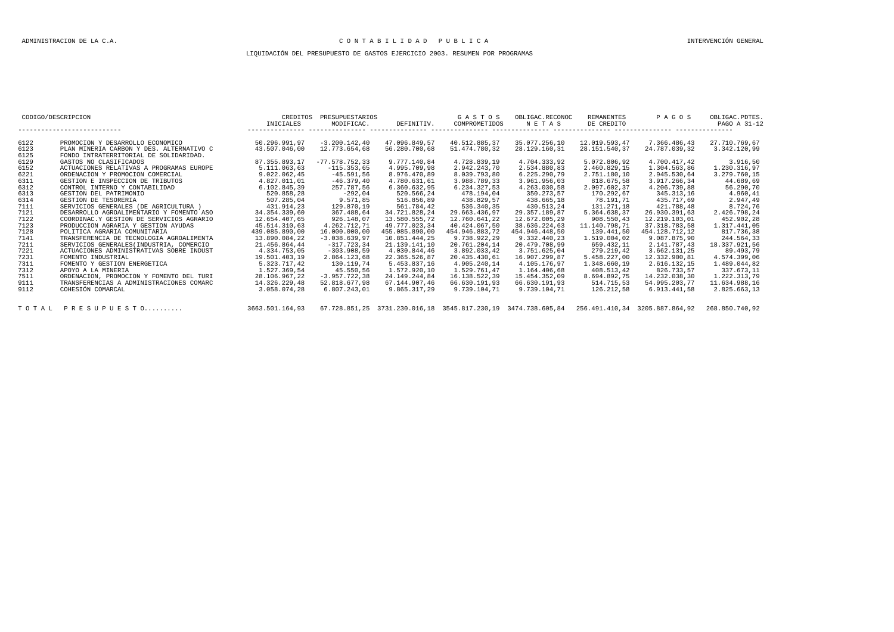LIQUIDACIÓN DEL PRESUPUESTO DE GASTOS EJERCICIO 2003. RESUMEN POR PROGRAMAS

| CODIGO/DESCRIPCION | | CREDITOS INICIALES | PRESUPUESTARIOS MODIFICAC. | DEFINITIV. | G A S T O S COMPROMETIDOS | OBLIGAC.RECONOC N E T A S | REMANENTES DE CREDITO | P A G O S | OBLIGAC.PDTES. PAGO A 31-12 |
|---|---|---|---|---|---|---|---|---|---|
| 6122 | PROMOCION Y DESARROLLO ECONOMICO | 50.296.991,97 | -3.200.142,40 | 47.096.849,57 | 40.512.885,37 | 35.077.256,10 | 12.019.593,47 | 7.366.486,43 | 27.710.769,67 |
| 6123 | PLAN MINERIA CARBON Y DES. ALTERNATIVO C | 43.507.046,00 | 12.773.654,68 | 56.280.700,68 | 51.474.780,32 | 28.129.160,31 | 28.151.540,37 | 24.787.039,32 | 3.342.120,99 |
| 6125 | FONDO INTRATERRITORIAL DE SOLIDARIDAD. | | | | | | | | |
| 6129 | GASTOS NO CLASIFICADOS | 87.355.893,17 | -77.578.752,33 | 9.777.140,84 | 4.728.839,19 | 4.704.333,92 | 5.072.806,92 | 4.700.417,42 | 3.916,50 |
| 6152 | ACTUACIONES RELATIVAS A PROGRAMAS EUROPE | 5.111.063,63 | -115.353,65 | 4.995.709,98 | 2.942.243,70 | 2.534.880,83 | 2.460.829,15 | 1.304.563,86 | 1.230.316,97 |
| 6221 | ORDENACION Y PROMOCION COMERCIAL | 9.022.062,45 | -45.591,56 | 8.976.470,89 | 8.039.793,80 | 6.225.290,79 | 2.751.180,10 | 2.945.530,64 | 3.279.760,15 |
| 6311 | GESTION E INSPECCION DE TRIBUTOS | 4.827.011,01 | -46.379,40 | 4.780.631,61 | 3.988.789,33 | 3.961.956,03 | 818.675,58 | 3.917.266,34 | 44.689,69 |
| 6312 | CONTROL INTERNO Y CONTABILIDAD | 6.102.845,39 | 257.787,56 | 6.360.632,95 | 6.234.327,53 | 4.263.030,58 | 2.097.602,37 | 4.206.739,88 | 56.290,70 |
| 6313 | GESTION DEL PATRIMONIO | 520.858,28 | -292,04 | 520.566,24 | 478.194,04 | 350.273,57 | 170.292,67 | 345.313,16 | 4.960,41 |
| 6314 | GESTION DE TESORERIA | 507.285,04 | 9.571,85 | 516.856,89 | 438.829,57 | 438.665,18 | 78.191,71 | 435.717,69 | 2.947,49 |
| 7111 | SERVICIOS GENERALES (DE AGRICULTURA ) | 431.914,23 | 129.870,19 | 561.784,42 | 536.340,35 | 430.513,24 | 131.271,18 | 421.788,48 | 8.724,76 |
| 7121 | DESARROLLO AGROALIMENTARIO Y FOMENTO ASO | 34.354.339,60 | 367.488,64 | 34.721.828,24 | 29.663.436,97 | 29.357.189,87 | 5.364.638,37 | 26.930.391,63 | 2.426.798,24 |
| 7122 | COORDINAC.Y GESTION DE SERVICIOS AGRARIO | 12.654.407,65 | 926.148,07 | 13.580.555,72 | 12.760.641,22 | 12.672.005,29 | 908.550,43 | 12.219.103,01 | 452.902,28 |
| 7123 | PRODUCCION AGRARIA Y GESTION AYUDAS | 45.514.310,63 | 4.262.712,71 | 49.777.023,34 | 40.424.067,50 | 38.636.224,63 | 11.140.798,71 | 37.318.783,58 | 1.317.441,05 |
| 7128 | POLITICA AGRARIA COMUNITARIA | 439.085.890,00 | 16.000.000,00 | 455.085.890,00 | 454.946.883,72 | 454.946.448,50 | 139.441,50 | 454.128.712,12 | 817.736,38 |
| 7141 | TRANSFERENCIA DE TECNOLOGIA AGROALIMENTA | 13.890.084,22 | -3.038.639,97 | 10.851.444,25 | 9.738.922,29 | 9.332.440,23 | 1.519.004,02 | 9.087.875,90 | 244.564,33 |
| 7211 | SERVICIOS GENERALES(INDUSTRIA, COMERCIO | 21.456.864,44 | -317.723,34 | 21.139.141,10 | 20.761.204,14 | 20.479.708,99 | 659.432,11 | 2.141.787,43 | 18.337.921,56 |
| 7221 | ACTUACIONES ADMINISTRATIVAS SOBRE INDUST | 4.334.753,05 | -303.908,59 | 4.030.844,46 | 3.892.033,42 | 3.751.625,04 | 279.219,42 | 3.662.131,25 | 89.493,79 |
| 7231 | FOMENTO INDUSTRIAL | 19.501.403,19 | 2.864.123,68 | 22.365.526,87 | 20.435.430,61 | 16.907.299,87 | 5.458.227,00 | 12.332.900,81 | 4.574.399,06 |
| 7311 | FOMENTO Y GESTION ENERGETICA | 5.323.717,42 | 130.119,74 | 5.453.837,16 | 4.905.240,14 | 4.105.176,97 | 1.348.660,19 | 2.616.132,15 | 1.489.044,82 |
| 7312 | APOYO A LA MINERIA | 1.527.369,54 | 45.550,56 | 1.572.920,10 | 1.529.761,47 | 1.164.406,68 | 408.513,42 | 826.733,57 | 337.673,11 |
| 7511 | ORDENACION, PROMOCION Y FOMENTO DEL TURI | 28.106.967,22 | -3.957.722,38 | 24.149.244,84 | 16.138.522,39 | 15.454.352,09 | 8.694.892,75 | 14.232.038,30 | 1.222.313,79 |
| 9111 | TRANSFERENCIAS A ADMINISTRACIONES COMARC | 14.326.229,48 | 52.818.677,98 | 67.144.907,46 | 66.630.191,93 | 66.630.191,93 | 514.715,53 | 54.995.203,77 | 11.634.988,16 |
| 9112 | COHESIÓN COMARCAL | 3.058.074,28 | 6.807.243,01 | 9.865.317,29 | 9.739.104,71 | 9.739.104,71 | 126.212,58 | 6.913.441,58 | 2.825.663,13 |
| T O T A L | P R E S U P U E S T O......... | 3663.501.164,93 | 67.728.851,25 | 3731.230.016,18 | 3545.817.230,19 | 3474.738.605,84 | 256.491.410,34 | 3205.887.864,92 | 268.850.740,92 |